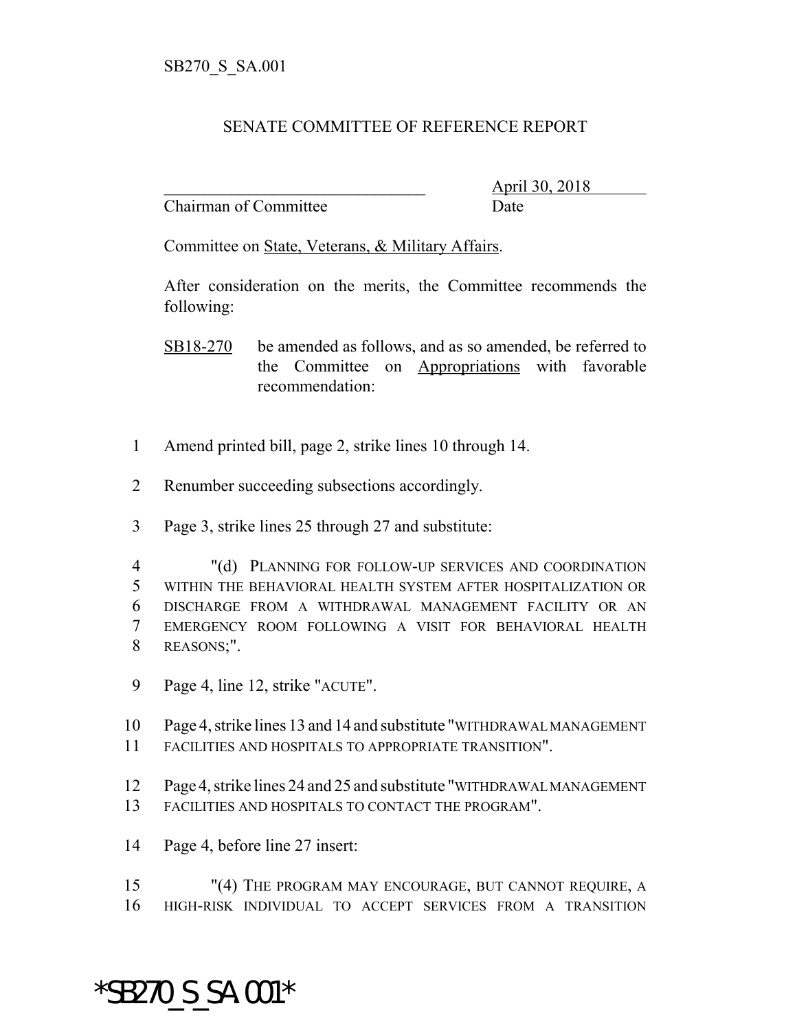SB270_S_SA.001

SENATE COMMITTEE OF REFERENCE REPORT

_______________________________ April 30, 2018

Chairman of Committee Date

Committee on State, Veterans, & Military Affairs.

After consideration on the merits, the Committee recommends the following:

SB18-270 be amended as follows, and as so amended, be referred to the Committee on Appropriations with favorable recommendation:

1 Amend printed bill, page 2, strike lines 10 through 14.

2 Renumber succeeding subsections accordingly.

3 Page 3, strike lines 25 through 27 and substitute:

4 "(d) PLANNING FOR FOLLOW-UP SERVICES AND COORDINATION
5 WITHIN THE BEHAVIORAL HEALTH SYSTEM AFTER HOSPITALIZATION OR
6 DISCHARGE FROM A WITHDRAWAL MANAGEMENT FACILITY OR AN
7 EMERGENCY ROOM FOLLOWING A VISIT FOR BEHAVIORAL HEALTH
8 REASONS;".

9 Page 4, line 12, strike "ACUTE".

10 Page 4, strike lines 13 and 14 and substitute "WITHDRAWAL MANAGEMENT
11 FACILITIES AND HOSPITALS TO APPROPRIATE TRANSITION".

12 Page 4, strike lines 24 and 25 and substitute "WITHDRAWAL MANAGEMENT
13 FACILITIES AND HOSPITALS TO CONTACT THE PROGRAM".

14 Page 4, before line 27 insert:

15 "(4) THE PROGRAM MAY ENCOURAGE, BUT CANNOT REQUIRE, A
16 HIGH-RISK INDIVIDUAL TO ACCEPT SERVICES FROM A TRANSITION

*SB270_S_SA.001*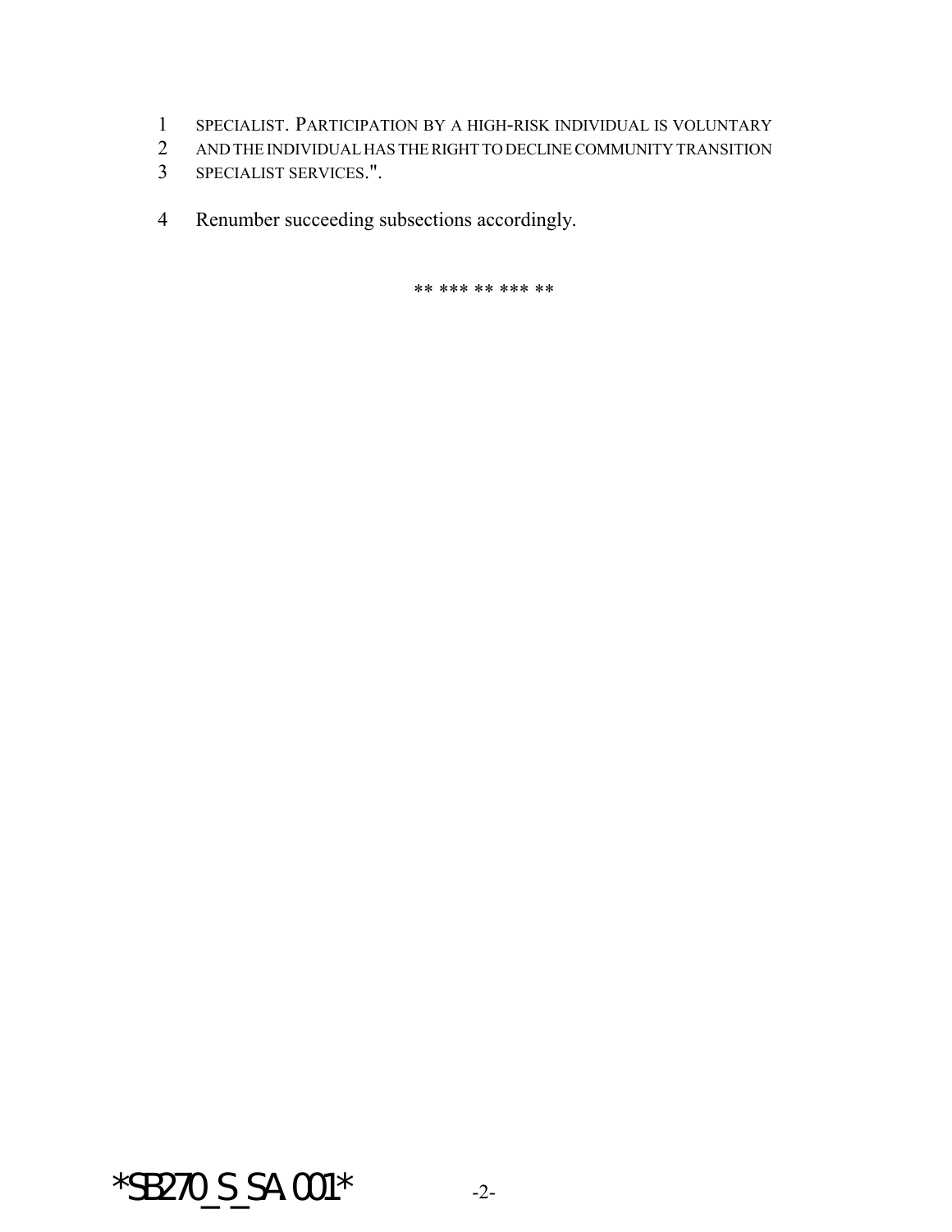1 SPECIALIST. PARTICIPATION BY A HIGH-RISK INDIVIDUAL IS VOLUNTARY
2 AND THE INDIVIDUAL HAS THE RIGHT TO DECLINE COMMUNITY TRANSITION
3 SPECIALIST SERVICES.".

4 Renumber succeeding subsections accordingly.

** *** ** *** **

*SB270_S_SA 001*